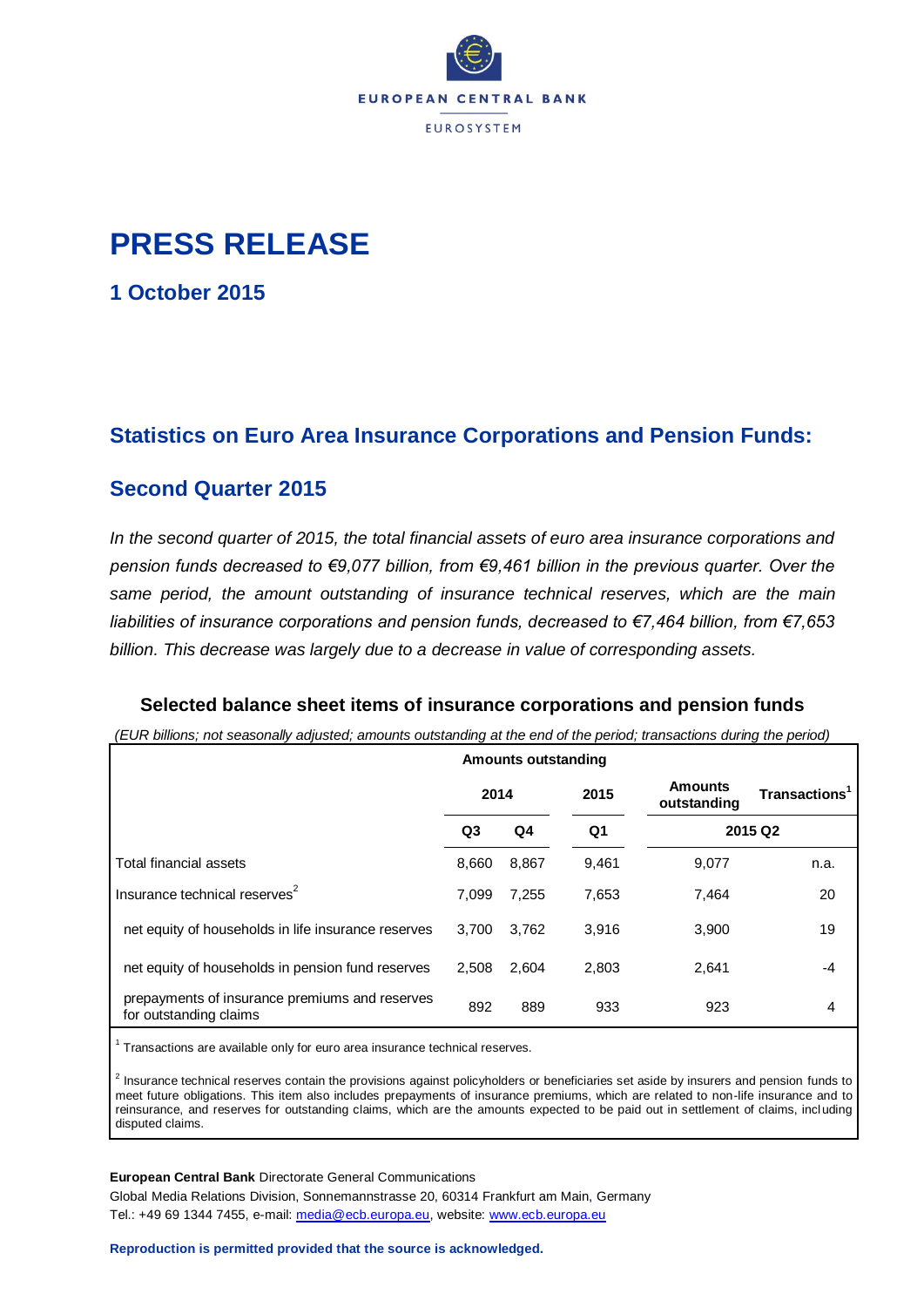EUROPEAN CENTRAL BANK

EUROSYSTEM

# PRESS RELEASE

## 1 October 2015

## Statistics on Euro Area Insurance Corporations and Pension Funds:

## Second Quarter 2015

*In the second quarter of 2015, the total financial assets of euro area insurance corporations and pension funds decreased to €9,077 billion, from €9,461 billion in the previous quarter. Over the same period, the amount outstanding of insurance technical reserves, which are the main liabilities of insurance corporations and pension funds, decreased to €7,464 billion, from €7,653 billion. This decrease was largely due to a decrease in value of corresponding assets.*

### Selected balance sheet items of insurance corporations and pension funds

*(EUR billions; not seasonally adjusted; amounts outstanding at the end of the period; transactions during the period)*

| | Amounts outstanding | | | | |
|---|---|---|---|---|---|
| | 2014 | | 2015 | Amounts outstanding | Transactions[1] |
| | Q3 | Q4 | Q1 | 2015 Q2 | |
| Total financial assets | 8,660 | 8,867 | 9,461 | 9,077 | n.a. |
| Insurance technical reserves[2] | 7,099 | 7,255 | 7,653 | 7,464 | 20 |
| net equity of households in life insurance reserves | 3,700 | 3,762 | 3,916 | 3,900 | 19 |
| net equity of households in pension fund reserves | 2,508 | 2,604 | 2,803 | 2,641 | -4 |
| prepayments of insurance premiums and reserves for outstanding claims | 892 | 889 | 933 | 923 | 4 |

[1] Transactions are available only for euro area insurance technical reserves.

[2] Insurance technical reserves contain the provisions against policyholders or beneficiaries set aside by insurers and pension funds to meet future obligations. This item also includes prepayments of insurance premiums, which are related to non-life insurance and to reinsurance, and reserves for outstanding claims, which are the amounts expected to be paid out in settlement of claims, including disputed claims.

**European Central Bank** Directorate General Communications
Global Media Relations Division, Sonnemannstrasse 20, 60314 Frankfurt am Main, Germany
Tel.: +49 69 1344 7455, e-mail: media@ecb.europa.eu, website: www.ecb.europa.eu

**Reproduction is permitted provided that the source is acknowledged.**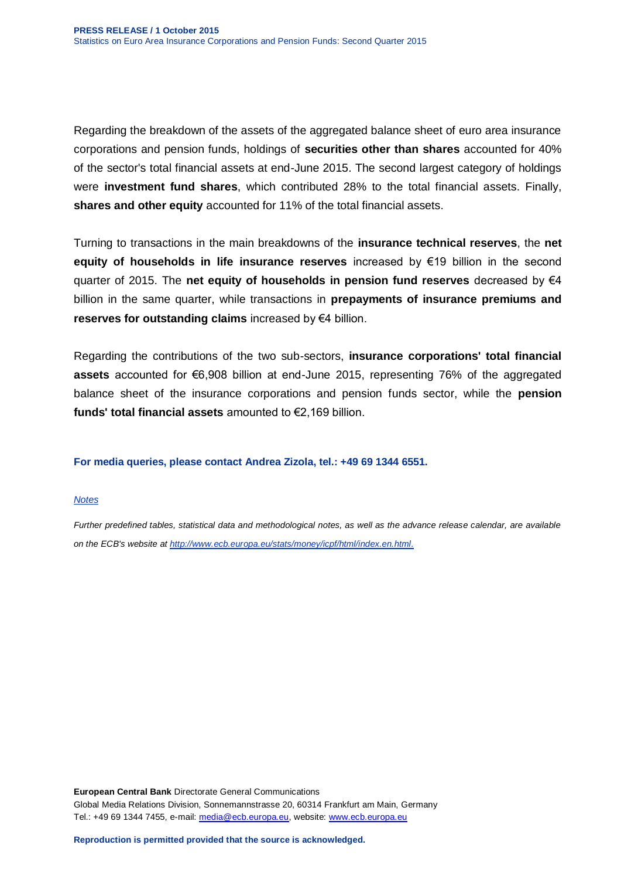Regarding the breakdown of the assets of the aggregated balance sheet of euro area insurance corporations and pension funds, holdings of **securities other than shares** accounted for 40% of the sector's total financial assets at end-June 2015. The second largest category of holdings were **investment fund shares**, which contributed 28% to the total financial assets. Finally, **shares and other equity** accounted for 11% of the total financial assets.

Turning to transactions in the main breakdowns of the **insurance technical reserves**, the **net equity of households in life insurance reserves** increased by €19 billion in the second quarter of 2015. The **net equity of households in pension fund reserves** decreased by €4 billion in the same quarter, while transactions in **prepayments of insurance premiums and reserves for outstanding claims** increased by €4 billion.

Regarding the contributions of the two sub-sectors, **insurance corporations' total financial assets** accounted for €6,908 billion at end-June 2015, representing 76% of the aggregated balance sheet of the insurance corporations and pension funds sector, while the **pension funds' total financial assets** amounted to €2,169 billion.

**For media queries, please contact Andrea Zizola, tel.: +49 69 1344 6551.**

*Notes*

*Further predefined tables, statistical data and methodological notes, as well as the advance release calendar, are available on the ECB's website at http://www.ecb.europa.eu/stats/money/icpf/html/index.en.html.*

**European Central Bank** Directorate General Communications
Global Media Relations Division, Sonnemannstrasse 20, 60314 Frankfurt am Main, Germany
Tel.: +49 69 1344 7455, e-mail: media@ecb.europa.eu, website: www.ecb.europa.eu

**Reproduction is permitted provided that the source is acknowledged.**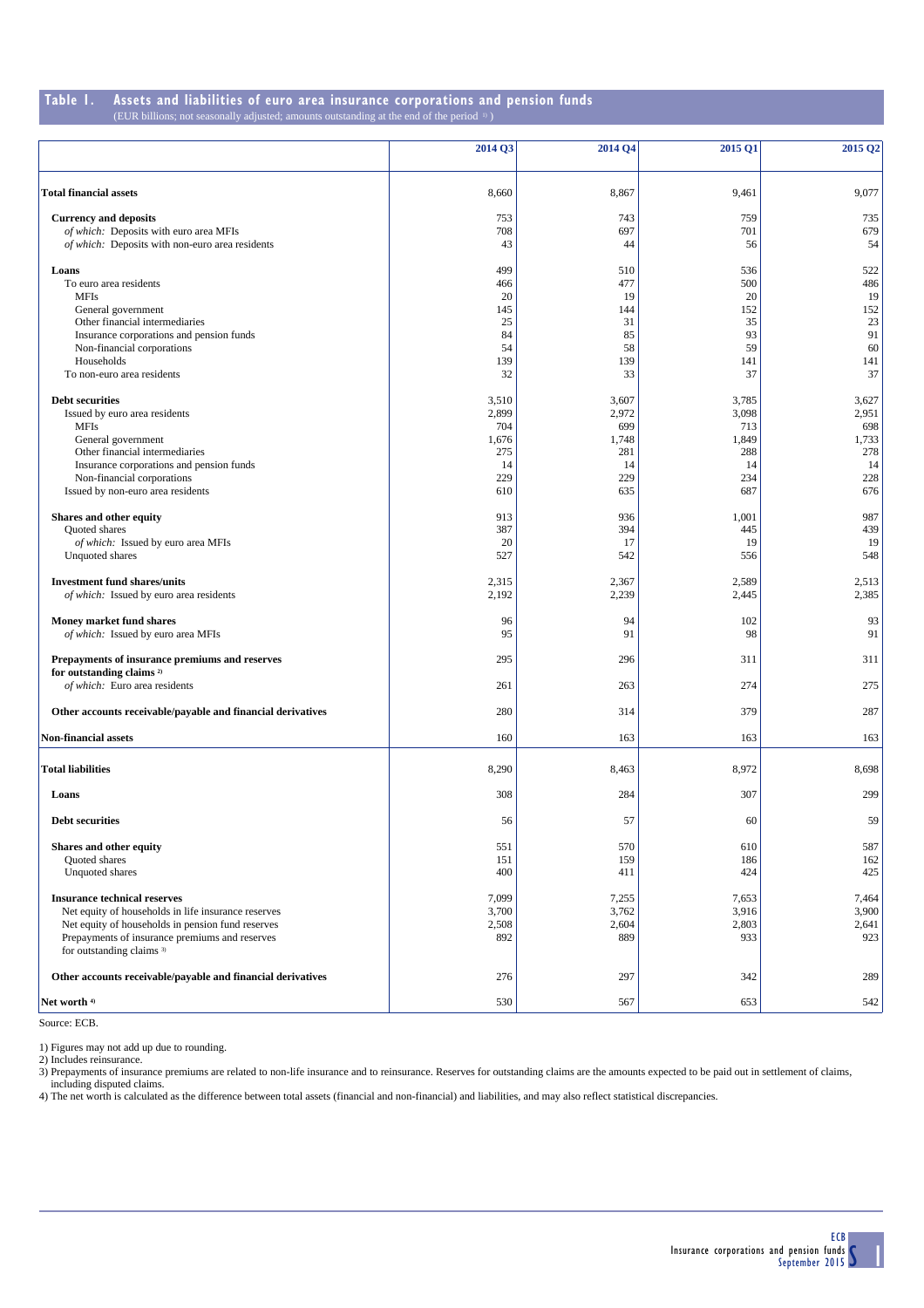## Table 1. Assets and liabilities of euro area insurance corporations and pension funds

(EUR billions; not seasonally adjusted; amounts outstanding at the end of the period [1])

| | 2014 Q3 | 2014 Q4 | 2015 Q1 | 2015 Q2 |
|---|---|---|---|---|
| **Total financial assets** | 8,660 | 8,867 | 9,461 | 9,077 |
| **Currency and deposits** | 753 | 743 | 759 | 735 |
| *of which:* Deposits with euro area MFIs | 708 | 697 | 701 | 679 |
| *of which:* Deposits with non-euro area residents | 43 | 44 | 56 | 54 |
| **Loans** | 499 | 510 | 536 | 522 |
| To euro area residents | 466 | 477 | 500 | 486 |
| MFIs | 20 | 19 | 20 | 19 |
| General government | 145 | 144 | 152 | 152 |
| Other financial intermediaries | 25 | 31 | 35 | 23 |
| Insurance corporations and pension funds | 84 | 85 | 93 | 91 |
| Non-financial corporations | 54 | 58 | 59 | 60 |
| Households | 139 | 139 | 141 | 141 |
| To non-euro area residents | 32 | 33 | 37 | 37 |
| **Debt securities** | 3,510 | 3,607 | 3,785 | 3,627 |
| Issued by euro area residents | 2,899 | 2,972 | 3,098 | 2,951 |
| MFIs | 704 | 699 | 713 | 698 |
| General government | 1,676 | 1,748 | 1,849 | 1,733 |
| Other financial intermediaries | 275 | 281 | 288 | 278 |
| Insurance corporations and pension funds | 14 | 14 | 14 | 14 |
| Non-financial corporations | 229 | 229 | 234 | 228 |
| Issued by non-euro area residents | 610 | 635 | 687 | 676 |
| **Shares and other equity** | 913 | 936 | 1,001 | 987 |
| Quoted shares | 387 | 394 | 445 | 439 |
| *of which:* Issued by euro area MFIs | 20 | 17 | 19 | 19 |
| Unquoted shares | 527 | 542 | 556 | 548 |
| **Investment fund shares/units** | 2,315 | 2,367 | 2,589 | 2,513 |
| *of which:* Issued by euro area residents | 2,192 | 2,239 | 2,445 | 2,385 |
| **Money market fund shares** | 96 | 94 | 102 | 93 |
| *of which:* Issued by euro area MFIs | 95 | 91 | 98 | 91 |
| **Prepayments of insurance premiums and reserves for outstanding claims [2]** | 295 | 296 | 311 | 311 |
| *of which:* Euro area residents | 261 | 263 | 274 | 275 |
| **Other accounts receivable/payable and financial derivatives** | 280 | 314 | 379 | 287 |
| **Non-financial assets** | 160 | 163 | 163 | 163 |
| **Total liabilities** | 8,290 | 8,463 | 8,972 | 8,698 |
| **Loans** | 308 | 284 | 307 | 299 |
| **Debt securities** | 56 | 57 | 60 | 59 |
| **Shares and other equity** | 551 | 570 | 610 | 587 |
| Quoted shares | 151 | 159 | 186 | 162 |
| Unquoted shares | 400 | 411 | 424 | 425 |
| **Insurance technical reserves** | 7,099 | 7,255 | 7,653 | 7,464 |
| Net equity of households in life insurance reserves | 3,700 | 3,762 | 3,916 | 3,900 |
| Net equity of households in pension fund reserves | 2,508 | 2,604 | 2,803 | 2,641 |
| Prepayments of insurance premiums and reserves for outstanding claims [3] | 892 | 889 | 933 | 923 |
| **Other accounts receivable/payable and financial derivatives** | 276 | 297 | 342 | 289 |
| **Net worth [4]** | 530 | 567 | 653 | 542 |

Source: ECB.

1) Figures may not add up due to rounding.
2) Includes reinsurance.
3) Prepayments of insurance premiums are related to non-life insurance and to reinsurance. Reserves for outstanding claims are the amounts expected to be paid out in settlement of claims, including disputed claims.
4) The net worth is calculated as the difference between total assets (financial and non-financial) and liabilities, and may also reflect statistical discrepancies.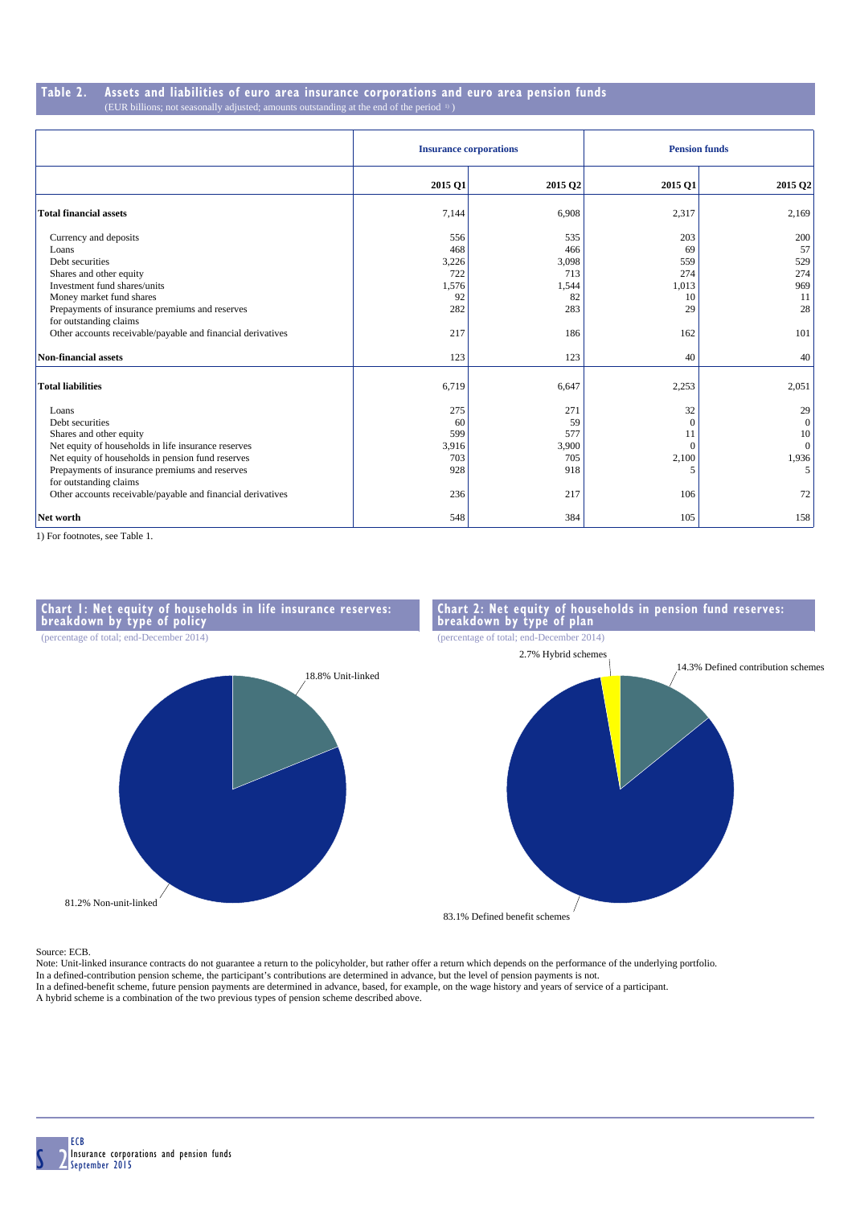## Table 2. Assets and liabilities of euro area insurance corporations and euro area pension funds

(EUR billions; not seasonally adjusted; amounts outstanding at the end of the period [1])

| | Insurance corporations | | Pension funds | |
|---|---|---|---|---|
| | 2015 Q1 | 2015 Q2 | 2015 Q1 | 2015 Q2 |
| **Total financial assets** | 7,144 | 6,908 | 2,317 | 2,169 |
| Currency and deposits | 556 | 535 | 203 | 200 |
| Loans | 468 | 466 | 69 | 57 |
| Debt securities | 3,226 | 3,098 | 559 | 529 |
| Shares and other equity | 722 | 713 | 274 | 274 |
| Investment fund shares/units | 1,576 | 1,544 | 1,013 | 969 |
| Money market fund shares | 92 | 82 | 10 | 11 |
| Prepayments of insurance premiums and reserves for outstanding claims | 282 | 283 | 29 | 28 |
| Other accounts receivable/payable and financial derivatives | 217 | 186 | 162 | 101 |
| **Non-financial assets** | 123 | 123 | 40 | 40 |
| **Total liabilities** | 6,719 | 6,647 | 2,253 | 2,051 |
| Loans | 275 | 271 | 32 | 29 |
| Debt securities | 60 | 59 | 0 | 0 |
| Shares and other equity | 599 | 577 | 11 | 10 |
| Net equity of households in life insurance reserves | 3,916 | 3,900 | 0 | 0 |
| Net equity of households in pension fund reserves | 703 | 705 | 2,100 | 1,936 |
| Prepayments of insurance premiums and reserves for outstanding claims | 928 | 918 | 5 | 5 |
| Other accounts receivable/payable and financial derivatives | 236 | 217 | 106 | 72 |
| **Net worth** | 548 | 384 | 105 | 158 |

1) For footnotes, see Table 1.

### Chart 1: Net equity of households in life insurance reserves: breakdown by type of policy

(percentage of total; end-December 2014)

18.8% Unit-linked

81.2% Non-unit-linked

### Chart 2: Net equity of households in pension fund reserves: breakdown by type of plan

(percentage of total; end-December 2014)

2.7% Hybrid schemes

14.3% Defined contribution schemes

83.1% Defined benefit schemes

Source: ECB.

Note: Unit-linked insurance contracts do not guarantee a return to the policyholder, but rather offer a return which depends on the performance of the underlying portfolio.
In a defined-contribution pension scheme, the participant's contributions are determined in advance, but the level of pension payments is not.
In a defined-benefit scheme, future pension payments are determined in advance, based, for example, on the wage history and years of service of a participant.
A hybrid scheme is a combination of the two previous types of pension scheme described above.